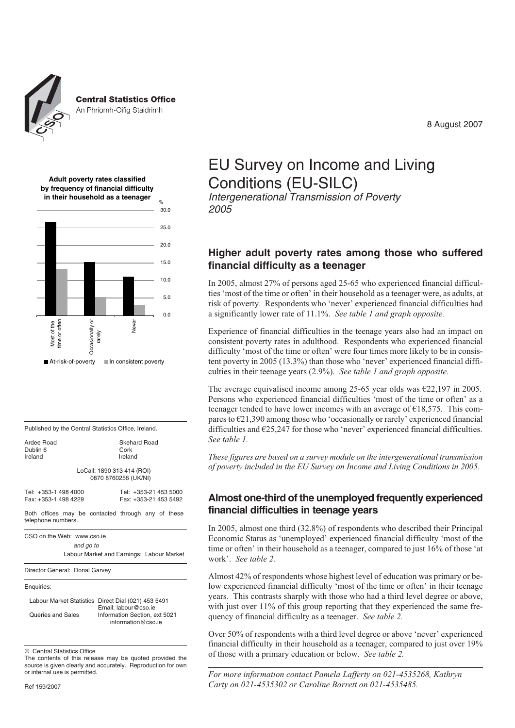**Central Statistics Office**
An Phríomh-Oifig Staidrimh

8 August 2007

# EU Survey on Income and Living Conditions (EU-SILC)

*Intergenerational Transmission of Poverty 2005*

**Adult poverty rates classified by frequency of financial difficulty in their household as a teenager**

%

30.0
25.0
20.0
15.0
10.0
5.0
0.0

Most of the time or often | Occasionally or rarely | Never

■ At-risk-of-poverty ■ In consistent poverty

## Higher adult poverty rates among those who suffered financial difficulty as a teenager

In 2005, almost 27% of persons aged 25-65 who experienced financial difficulties 'most of the time or often' in their household as a teenager were, as adults, at risk of poverty. Respondents who 'never' experienced financial difficulties had a significantly lower rate of 11.1%. *See table 1 and graph opposite.*

Experience of financial difficulties in the teenage years also had an impact on consistent poverty rates in adulthood. Respondents who experienced financial difficulty 'most of the time or often' were four times more likely to be in consistent poverty in 2005 (13.3%) than those who 'never' experienced financial difficulties in their teenage years (2.9%). *See table 1 and graph opposite.*

The average equivalised income among 25-65 year olds was €22,197 in 2005. Persons who experienced financial difficulties 'most of the time or often' as a teenager tended to have lower incomes with an average of €18,575. This compares to €21,390 among those who 'occasionally or rarely' experienced financial difficulties and €25,247 for those who 'never' experienced financial difficulties. *See table 1.*

*These figures are based on a survey module on the intergenerational transmission of poverty included in the EU Survey on Income and Living Conditions in 2005.*

## Almost one-third of the unemployed frequently experienced financial difficulties in teenage years

In 2005, almost one third (32.8%) of respondents who described their Principal Economic Status as 'unemployed' experienced financial difficulty 'most of the time or often' in their household as a teenager, compared to just 16% of those 'at work'. *See table 2.*

Almost 42% of respondents whose highest level of education was primary or below experienced financial difficulty 'most of the time or often' in their teenage years. This contrasts sharply with those who had a third level degree or above, with just over 11% of this group reporting that they experienced the same frequency of financial difficulty as a teenager. *See table 2.*

Over 50% of respondents with a third level degree or above 'never' experienced financial difficulty in their household as a teenager, compared to just over 19% of those with a primary education or below. *See table 2.*

*For more information contact Pamela Lafferty on 021-4535268, Kathryn Carty on 021-4535302 or Caroline Barrett on 021-4535485.*

---

Published by the Central Statistics Office, Ireland.

| | |
|---|---|
| Ardee Road | Skehard Road |
| Dublin 6 | Cork |
| Ireland | Ireland |

LoCall: 1890 313 414 (ROI)
0870 8760256 (UK/NI)

| | |
|---|---|
| Tel: +353-1 498 4000 | Tel: +353-21 453 5000 |
| Fax: +353-1 498 4229 | Fax: +353-21 453 5492 |

Both offices may be contacted through any of these telephone numbers.

CSO on the Web: www.cso.ie
*and go to*
Labour Market and Earnings: Labour Market

Director General: Donal Garvey

Enquiries:

| | |
|---|---|
| Labour Market Statistics | Direct Dial (021) 453 5491 Email: labour@cso.ie |
| Queries and Sales | Information Section, ext 5021 information@cso.ie |

© Central Statistics Office
The contents of this release may be quoted provided the source is given clearly and accurately. Reproduction for own or internal use is permitted.

Ref 159/2007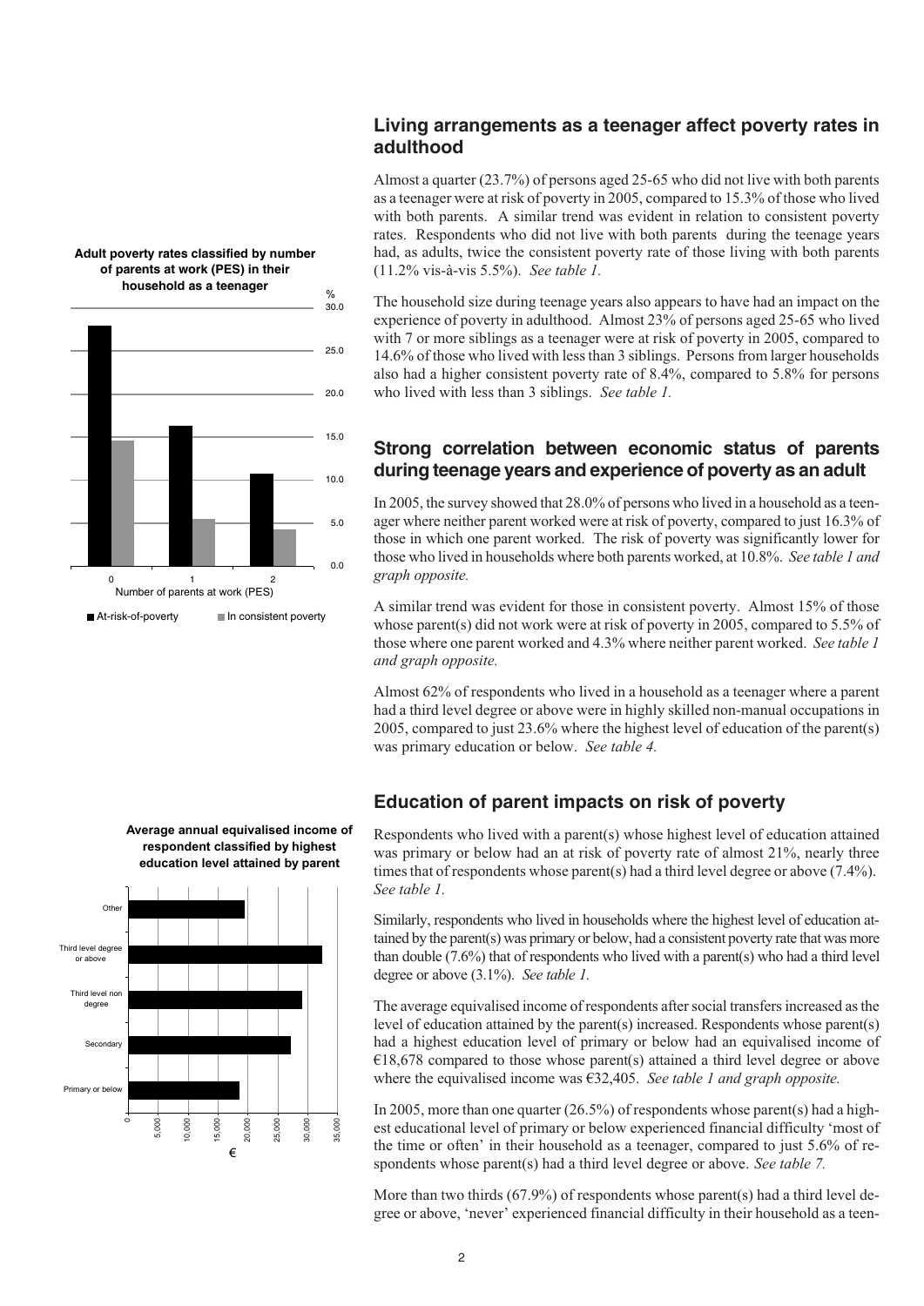## Living arrangements as a teenager affect poverty rates in adulthood

Almost a quarter (23.7%) of persons aged 25-65 who did not live with both parents as a teenager were at risk of poverty in 2005, compared to 15.3% of those who lived with both parents. A similar trend was evident in relation to consistent poverty rates. Respondents who did not live with both parents during the teenage years had, as adults, twice the consistent poverty rate of those living with both parents (11.2% vis-à-vis 5.5%). *See table 1.*

The household size during teenage years also appears to have had an impact on the experience of poverty in adulthood. Almost 23% of persons aged 25-65 who lived with 7 or more siblings as a teenager were at risk of poverty in 2005, compared to 14.6% of those who lived with less than 3 siblings. Persons from larger households also had a higher consistent poverty rate of 8.4%, compared to 5.8% for persons who lived with less than 3 siblings. *See table 1.*

**Adult poverty rates classified by number of parents at work (PES) in their household as a teenager**

## Strong correlation between economic status of parents during teenage years and experience of poverty as an adult

In 2005, the survey showed that 28.0% of persons who lived in a household as a teenager where neither parent worked were at risk of poverty, compared to just 16.3% of those in which one parent worked. The risk of poverty was significantly lower for those who lived in households where both parents worked, at 10.8%. *See table 1 and graph opposite.*

A similar trend was evident for those in consistent poverty. Almost 15% of those whose parent(s) did not work were at risk of poverty in 2005, compared to 5.5% of those where one parent worked and 4.3% where neither parent worked. *See table 1 and graph opposite.*

Almost 62% of respondents who lived in a household as a teenager where a parent had a third level degree or above were in highly skilled non-manual occupations in 2005, compared to just 23.6% where the highest level of education of the parent(s) was primary education or below. *See table 4.*

**Average annual equivalised income of respondent classified by highest education level attained by parent**

## Education of parent impacts on risk of poverty

Respondents who lived with a parent(s) whose highest level of education attained was primary or below had an at risk of poverty rate of almost 21%, nearly three times that of respondents whose parent(s) had a third level degree or above (7.4%). *See table 1.*

Similarly, respondents who lived in households where the highest level of education attained by the parent(s) was primary or below, had a consistent poverty rate that was more than double (7.6%) that of respondents who lived with a parent(s) who had a third level degree or above (3.1%). *See table 1.*

The average equivalised income of respondents after social transfers increased as the level of education attained by the parent(s) increased. Respondents whose parent(s) had a highest education level of primary or below had an equivalised income of €18,678 compared to those whose parent(s) attained a third level degree or above where the equivalised income was €32,405. *See table 1 and graph opposite.*

In 2005, more than one quarter (26.5%) of respondents whose parent(s) had a highest educational level of primary or below experienced financial difficulty 'most of the time or often' in their household as a teenager, compared to just 5.6% of respondents whose parent(s) had a third level degree or above. *See table 7.*

More than two thirds (67.9%) of respondents whose parent(s) had a third level degree or above, 'never' experienced financial difficulty in their household as a teen-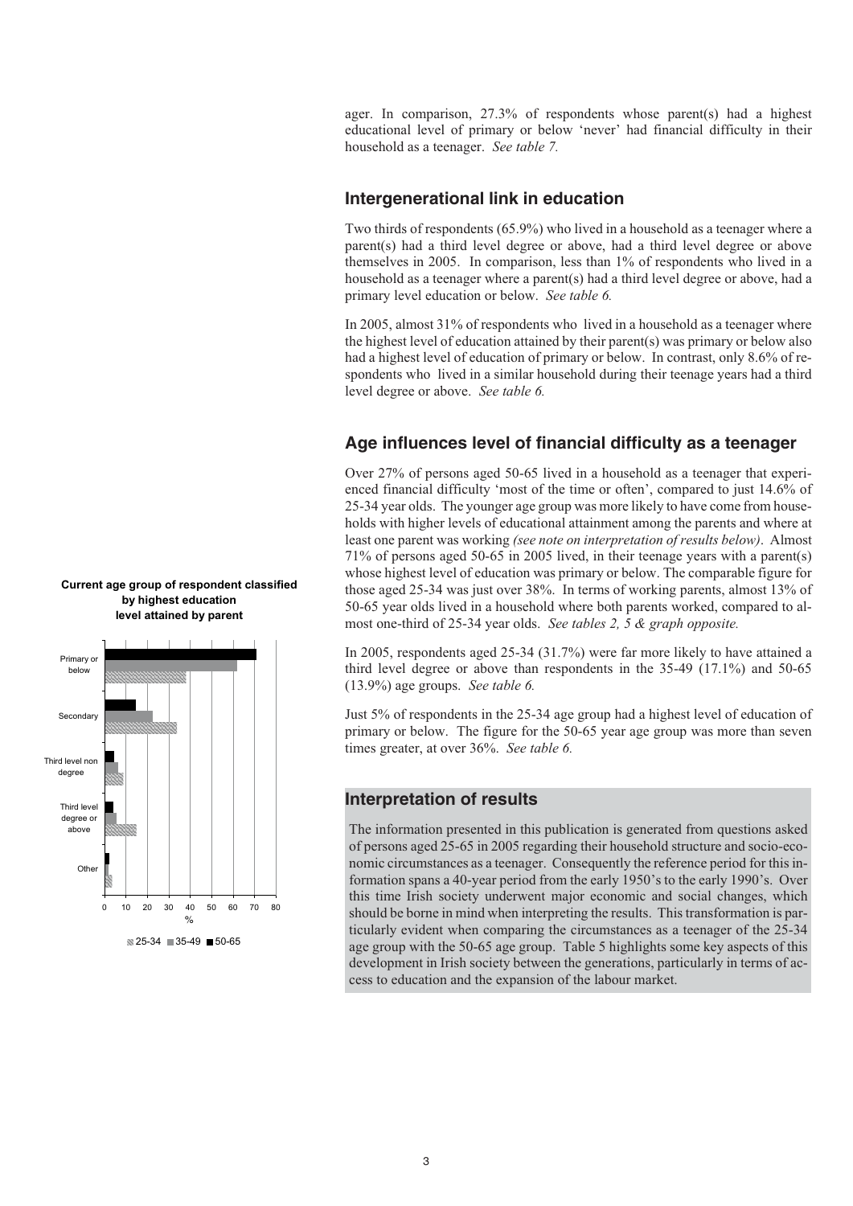ager. In comparison, 27.3% of respondents whose parent(s) had a highest educational level of primary or below 'never' had financial difficulty in their household as a teenager. *See table 7.*

## Intergenerational link in education

Two thirds of respondents (65.9%) who lived in a household as a teenager where a parent(s) had a third level degree or above, had a third level degree or above themselves in 2005. In comparison, less than 1% of respondents who lived in a household as a teenager where a parent(s) had a third level degree or above, had a primary level education or below. *See table 6.*

In 2005, almost 31% of respondents who lived in a household as a teenager where the highest level of education attained by their parent(s) was primary or below also had a highest level of education of primary or below. In contrast, only 8.6% of respondents who lived in a similar household during their teenage years had a third level degree or above. *See table 6.*

## Age influences level of financial difficulty as a teenager

Over 27% of persons aged 50-65 lived in a household as a teenager that experienced financial difficulty 'most of the time or often', compared to just 14.6% of 25-34 year olds. The younger age group was more likely to have come from households with higher levels of educational attainment among the parents and where at least one parent was working *(see note on interpretation of results below)*. Almost 71% of persons aged 50-65 in 2005 lived, in their teenage years with a parent(s) whose highest level of education was primary or below. The comparable figure for those aged 25-34 was just over 38%. In terms of working parents, almost 13% of 50-65 year olds lived in a household where both parents worked, compared to almost one-third of 25-34 year olds. *See tables 2, 5 & graph opposite.*

**Current age group of respondent classified by highest education level attained by parent**

In 2005, respondents aged 25-34 (31.7%) were far more likely to have attained a third level degree or above than respondents in the 35-49 (17.1%) and 50-65 (13.9%) age groups. *See table 6.*

Just 5% of respondents in the 25-34 age group had a highest level of education of primary or below. The figure for the 50-65 year age group was more than seven times greater, at over 36%. *See table 6.*

## Interpretation of results

The information presented in this publication is generated from questions asked of persons aged 25-65 in 2005 regarding their household structure and socio-economic circumstances as a teenager. Consequently the reference period for this information spans a 40-year period from the early 1950's to the early 1990's. Over this time Irish society underwent major economic and social changes, which should be borne in mind when interpreting the results. This transformation is particularly evident when comparing the circumstances as a teenager of the 25-34 age group with the 50-65 age group. Table 5 highlights some key aspects of this development in Irish society between the generations, particularly in terms of access to education and the expansion of the labour market.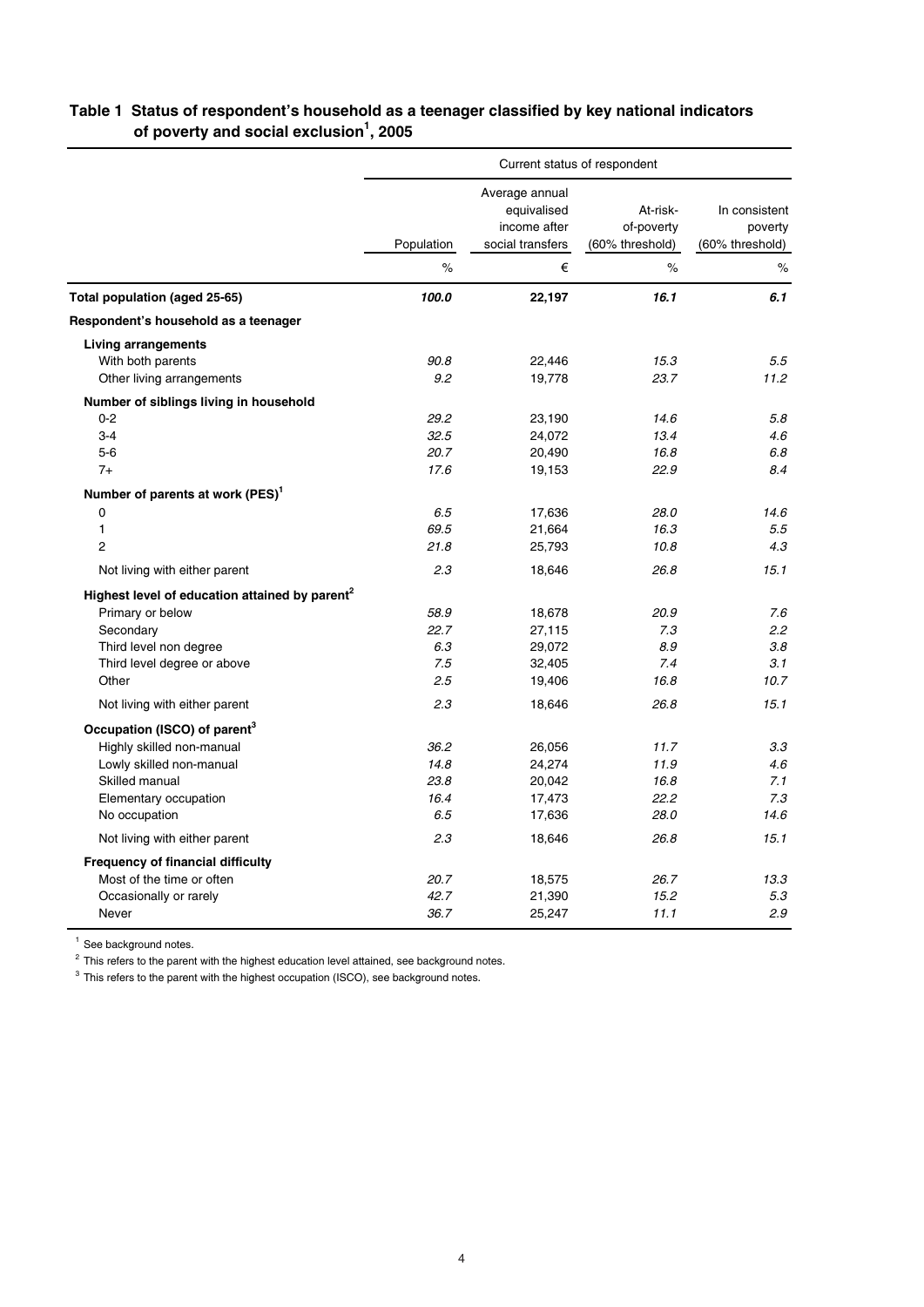## Table 1 Status of respondent's household as a teenager classified by key national indicators of poverty and social exclusion[1], 2005

| | Current status of respondent | | | |
|---|---|---|---|---|
| | Population | Average annual equivalised income after social transfers | At-risk-of-poverty (60% threshold) | In consistent poverty (60% threshold) |
| | % | € | % | % |
| **Total population (aged 25-65)** | ***100.0*** | **22,197** | ***16.1*** | ***6.1*** |
| **Respondent's household as a teenager** | | | | |
| **Living arrangements** | | | | |
| With both parents | *90.8* | 22,446 | *15.3* | *5.5* |
| Other living arrangements | *9.2* | 19,778 | *23.7* | *11.2* |
| **Number of siblings living in household** | | | | |
| 0-2 | *29.2* | 23,190 | *14.6* | *5.8* |
| 3-4 | *32.5* | 24,072 | *13.4* | *4.6* |
| 5-6 | *20.7* | 20,490 | *16.8* | *6.8* |
| 7+ | *17.6* | 19,153 | *22.9* | *8.4* |
| **Number of parents at work (PES)[1]** | | | | |
| 0 | *6.5* | 17,636 | *28.0* | *14.6* |
| 1 | *69.5* | 21,664 | *16.3* | *5.5* |
| 2 | *21.8* | 25,793 | *10.8* | *4.3* |
| Not living with either parent | *2.3* | 18,646 | *26.8* | *15.1* |
| **Highest level of education attained by parent[2]** | | | | |
| Primary or below | *58.9* | 18,678 | *20.9* | *7.6* |
| Secondary | *22.7* | 27,115 | *7.3* | *2.2* |
| Third level non degree | *6.3* | 29,072 | *8.9* | *3.8* |
| Third level degree or above | *7.5* | 32,405 | *7.4* | *3.1* |
| Other | *2.5* | 19,406 | *16.8* | *10.7* |
| Not living with either parent | *2.3* | 18,646 | *26.8* | *15.1* |
| **Occupation (ISCO) of parent[3]** | | | | |
| Highly skilled non-manual | *36.2* | 26,056 | *11.7* | *3.3* |
| Lowly skilled non-manual | *14.8* | 24,274 | *11.9* | *4.6* |
| Skilled manual | *23.8* | 20,042 | *16.8* | *7.1* |
| Elementary occupation | *16.4* | 17,473 | *22.2* | *7.3* |
| No occupation | *6.5* | 17,636 | *28.0* | *14.6* |
| Not living with either parent | *2.3* | 18,646 | *26.8* | *15.1* |
| **Frequency of financial difficulty** | | | | |
| Most of the time or often | *20.7* | 18,575 | *26.7* | *13.3* |
| Occasionally or rarely | *42.7* | 21,390 | *15.2* | *5.3* |
| Never | *36.7* | 25,247 | *11.1* | *2.9* |

[1] See background notes.

[2] This refers to the parent with the highest education level attained, see background notes.

[3] This refers to the parent with the highest occupation (ISCO), see background notes.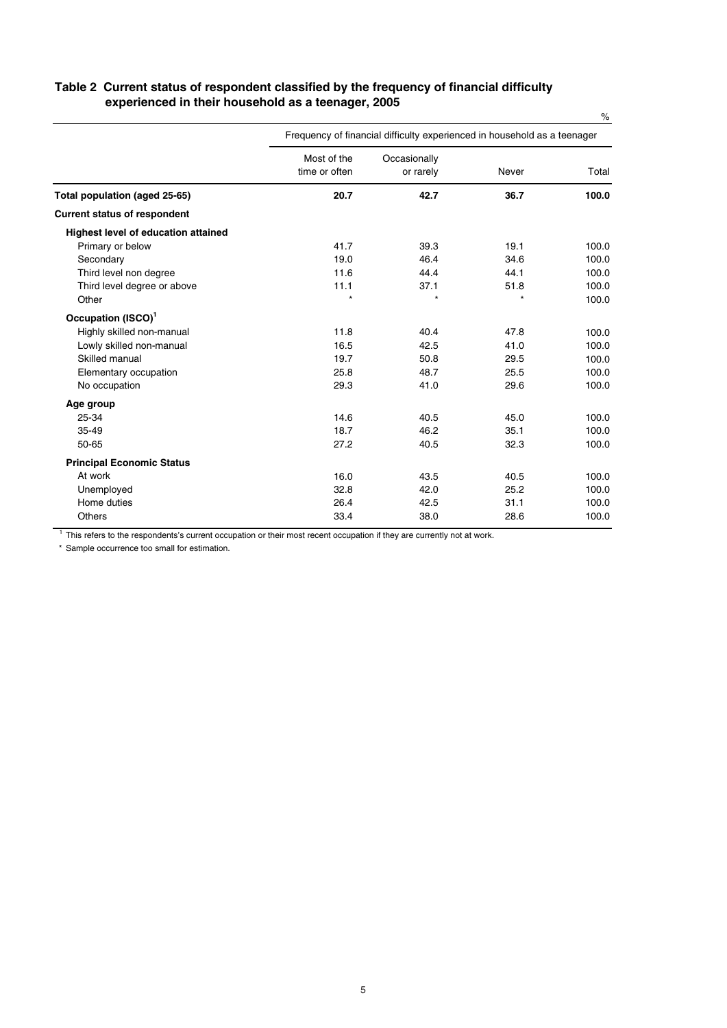**Table 2 Current status of respondent classified by the frequency of financial difficulty experienced in their household as a teenager, 2005**

%

| | Frequency of financial difficulty experienced in household as a teenager | | | |
|---|---|---|---|---|
| | Most of the time or often | Occasionally or rarely | Never | Total |
| **Total population (aged 25-65)** | **20.7** | **42.7** | **36.7** | **100.0** |
| **Current status of respondent** | | | | |
| **Highest level of education attained** | | | | |
| Primary or below | 41.7 | 39.3 | 19.1 | 100.0 |
| Secondary | 19.0 | 46.4 | 34.6 | 100.0 |
| Third level non degree | 11.6 | 44.4 | 44.1 | 100.0 |
| Third level degree or above | 11.1 | 37.1 | 51.8 | 100.0 |
| Other | * | * | * | 100.0 |
| **Occupation (ISCO)**[1] | | | | |
| Highly skilled non-manual | 11.8 | 40.4 | 47.8 | 100.0 |
| Lowly skilled non-manual | 16.5 | 42.5 | 41.0 | 100.0 |
| Skilled manual | 19.7 | 50.8 | 29.5 | 100.0 |
| Elementary occupation | 25.8 | 48.7 | 25.5 | 100.0 |
| No occupation | 29.3 | 41.0 | 29.6 | 100.0 |
| **Age group** | | | | |
| 25-34 | 14.6 | 40.5 | 45.0 | 100.0 |
| 35-49 | 18.7 | 46.2 | 35.1 | 100.0 |
| 50-65 | 27.2 | 40.5 | 32.3 | 100.0 |
| **Principal Economic Status** | | | | |
| At work | 16.0 | 43.5 | 40.5 | 100.0 |
| Unemployed | 32.8 | 42.0 | 25.2 | 100.0 |
| Home duties | 26.4 | 42.5 | 31.1 | 100.0 |
| Others | 33.4 | 38.0 | 28.6 | 100.0 |

[1] This refers to the respondents's current occupation or their most recent occupation if they are currently not at work.

* Sample occurrence too small for estimation.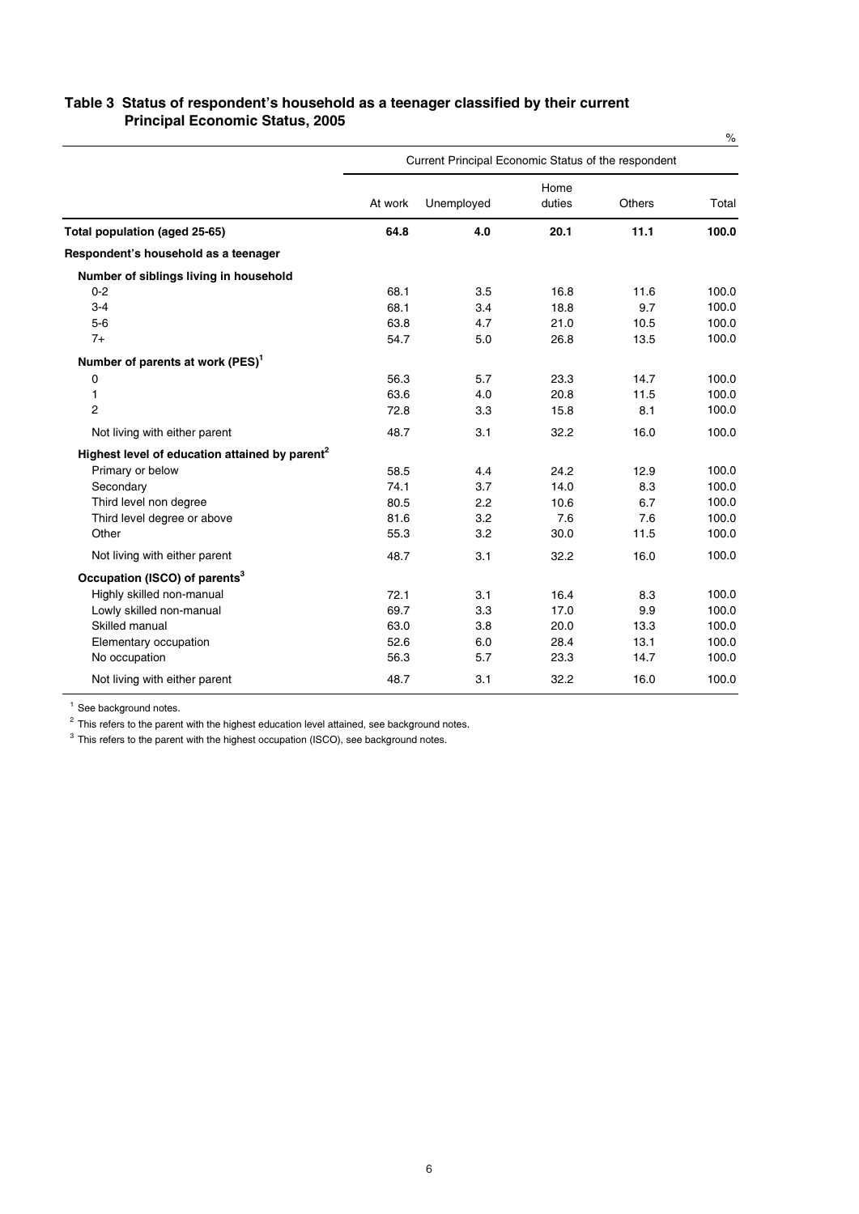**Table 3 Status of respondent's household as a teenager classified by their current Principal Economic Status, 2005**

%

| | Current Principal Economic Status of the respondent | | | | |
|---|---|---|---|---|---|
| | At work | Unemployed | Home duties | Others | Total |
| **Total population (aged 25-65)** | **64.8** | **4.0** | **20.1** | **11.1** | **100.0** |
| **Respondent's household as a teenager** | | | | | |
| **Number of siblings living in household** | | | | | |
| 0-2 | 68.1 | 3.5 | 16.8 | 11.6 | 100.0 |
| 3-4 | 68.1 | 3.4 | 18.8 | 9.7 | 100.0 |
| 5-6 | 63.8 | 4.7 | 21.0 | 10.5 | 100.0 |
| 7+ | 54.7 | 5.0 | 26.8 | 13.5 | 100.0 |
| **Number of parents at work (PES)[1]** | | | | | |
| 0 | 56.3 | 5.7 | 23.3 | 14.7 | 100.0 |
| 1 | 63.6 | 4.0 | 20.8 | 11.5 | 100.0 |
| 2 | 72.8 | 3.3 | 15.8 | 8.1 | 100.0 |
| Not living with either parent | 48.7 | 3.1 | 32.2 | 16.0 | 100.0 |
| **Highest level of education attained by parent[2]** | | | | | |
| Primary or below | 58.5 | 4.4 | 24.2 | 12.9 | 100.0 |
| Secondary | 74.1 | 3.7 | 14.0 | 8.3 | 100.0 |
| Third level non degree | 80.5 | 2.2 | 10.6 | 6.7 | 100.0 |
| Third level degree or above | 81.6 | 3.2 | 7.6 | 7.6 | 100.0 |
| Other | 55.3 | 3.2 | 30.0 | 11.5 | 100.0 |
| Not living with either parent | 48.7 | 3.1 | 32.2 | 16.0 | 100.0 |
| **Occupation (ISCO) of parents[3]** | | | | | |
| Highly skilled non-manual | 72.1 | 3.1 | 16.4 | 8.3 | 100.0 |
| Lowly skilled non-manual | 69.7 | 3.3 | 17.0 | 9.9 | 100.0 |
| Skilled manual | 63.0 | 3.8 | 20.0 | 13.3 | 100.0 |
| Elementary occupation | 52.6 | 6.0 | 28.4 | 13.1 | 100.0 |
| No occupation | 56.3 | 5.7 | 23.3 | 14.7 | 100.0 |
| Not living with either parent | 48.7 | 3.1 | 32.2 | 16.0 | 100.0 |

[1] See background notes.

[2] This refers to the parent with the highest education level attained, see background notes.

[3] This refers to the parent with the highest occupation (ISCO), see background notes.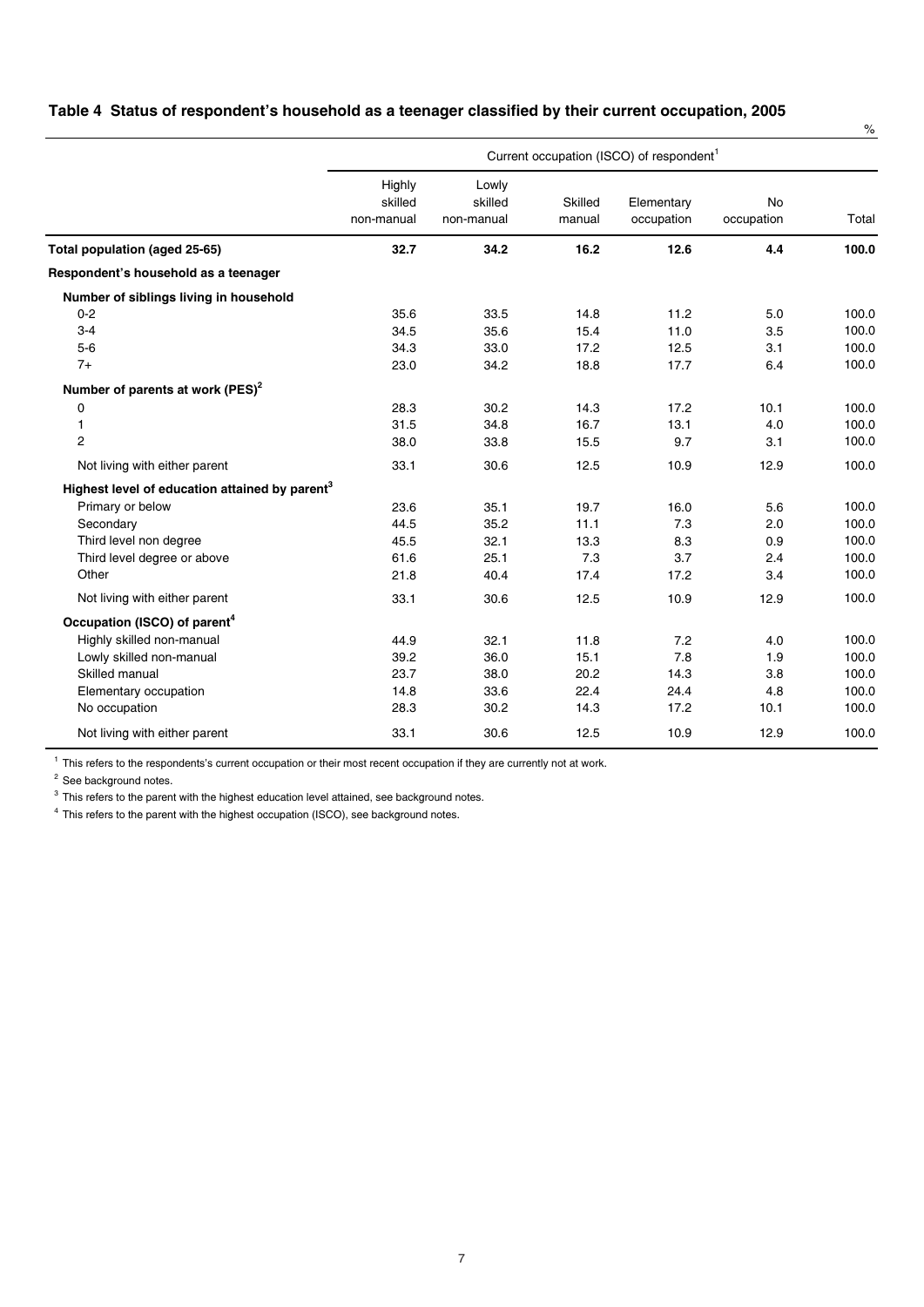## Table 4 Status of respondent's household as a teenager classified by their current occupation, 2005

%

| | Current occupation (ISCO) of respondent[1] | | | | | |
|---|---|---|---|---|---|---|
| | Highly skilled non-manual | Lowly skilled non-manual | Skilled manual | Elementary occupation | No occupation | Total |
| **Total population (aged 25-65)** | **32.7** | **34.2** | **16.2** | **12.6** | **4.4** | **100.0** |
| **Respondent's household as a teenager** | | | | | | |
| **Number of siblings living in household** | | | | | | |
| 0-2 | 35.6 | 33.5 | 14.8 | 11.2 | 5.0 | 100.0 |
| 3-4 | 34.5 | 35.6 | 15.4 | 11.0 | 3.5 | 100.0 |
| 5-6 | 34.3 | 33.0 | 17.2 | 12.5 | 3.1 | 100.0 |
| 7+ | 23.0 | 34.2 | 18.8 | 17.7 | 6.4 | 100.0 |
| **Number of parents at work (PES)[2]** | | | | | | |
| 0 | 28.3 | 30.2 | 14.3 | 17.2 | 10.1 | 100.0 |
| 1 | 31.5 | 34.8 | 16.7 | 13.1 | 4.0 | 100.0 |
| 2 | 38.0 | 33.8 | 15.5 | 9.7 | 3.1 | 100.0 |
| Not living with either parent | 33.1 | 30.6 | 12.5 | 10.9 | 12.9 | 100.0 |
| **Highest level of education attained by parent[3]** | | | | | | |
| Primary or below | 23.6 | 35.1 | 19.7 | 16.0 | 5.6 | 100.0 |
| Secondary | 44.5 | 35.2 | 11.1 | 7.3 | 2.0 | 100.0 |
| Third level non degree | 45.5 | 32.1 | 13.3 | 8.3 | 0.9 | 100.0 |
| Third level degree or above | 61.6 | 25.1 | 7.3 | 3.7 | 2.4 | 100.0 |
| Other | 21.8 | 40.4 | 17.4 | 17.2 | 3.4 | 100.0 |
| Not living with either parent | 33.1 | 30.6 | 12.5 | 10.9 | 12.9 | 100.0 |
| **Occupation (ISCO) of parent[4]** | | | | | | |
| Highly skilled non-manual | 44.9 | 32.1 | 11.8 | 7.2 | 4.0 | 100.0 |
| Lowly skilled non-manual | 39.2 | 36.0 | 15.1 | 7.8 | 1.9 | 100.0 |
| Skilled manual | 23.7 | 38.0 | 20.2 | 14.3 | 3.8 | 100.0 |
| Elementary occupation | 14.8 | 33.6 | 22.4 | 24.4 | 4.8 | 100.0 |
| No occupation | 28.3 | 30.2 | 14.3 | 17.2 | 10.1 | 100.0 |
| Not living with either parent | 33.1 | 30.6 | 12.5 | 10.9 | 12.9 | 100.0 |

[1] This refers to the respondents's current occupation or their most recent occupation if they are currently not at work.

[2] See background notes.

[3] This refers to the parent with the highest education level attained, see background notes.

[4] This refers to the parent with the highest occupation (ISCO), see background notes.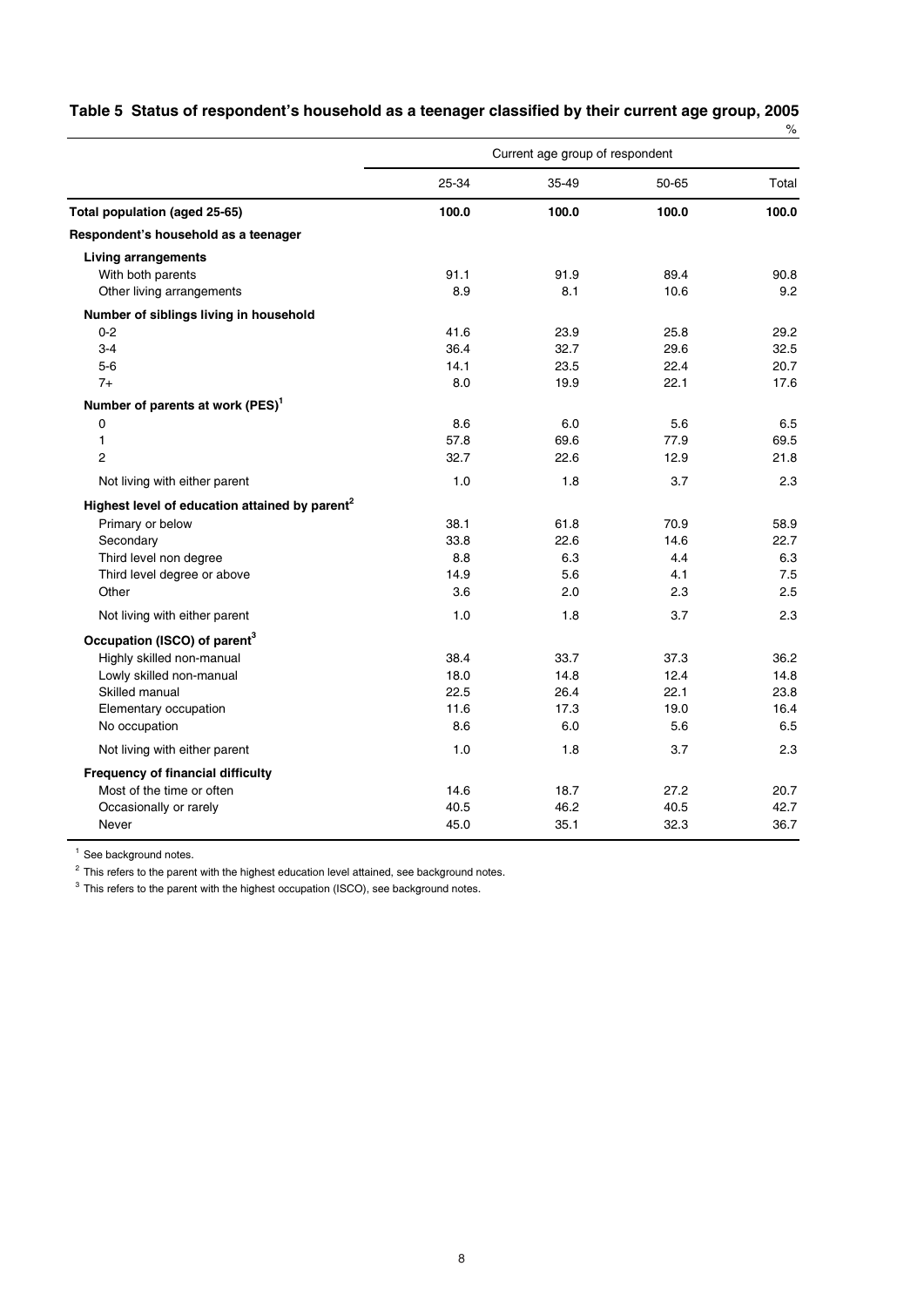**Table 5 Status of respondent's household as a teenager classified by their current age group, 2005**

%

| | Current age group of respondent | | | |
|---|---|---|---|---|
| | 25-34 | 35-49 | 50-65 | Total |
| **Total population (aged 25-65)** | **100.0** | **100.0** | **100.0** | **100.0** |
| **Respondent's household as a teenager** | | | | |
| **Living arrangements** | | | | |
| With both parents | 91.1 | 91.9 | 89.4 | 90.8 |
| Other living arrangements | 8.9 | 8.1 | 10.6 | 9.2 |
| **Number of siblings living in household** | | | | |
| 0-2 | 41.6 | 23.9 | 25.8 | 29.2 |
| 3-4 | 36.4 | 32.7 | 29.6 | 32.5 |
| 5-6 | 14.1 | 23.5 | 22.4 | 20.7 |
| 7+ | 8.0 | 19.9 | 22.1 | 17.6 |
| **Number of parents at work (PES)[1]** | | | | |
| 0 | 8.6 | 6.0 | 5.6 | 6.5 |
| 1 | 57.8 | 69.6 | 77.9 | 69.5 |
| 2 | 32.7 | 22.6 | 12.9 | 21.8 |
| Not living with either parent | 1.0 | 1.8 | 3.7 | 2.3 |
| **Highest level of education attained by parent[2]** | | | | |
| Primary or below | 38.1 | 61.8 | 70.9 | 58.9 |
| Secondary | 33.8 | 22.6 | 14.6 | 22.7 |
| Third level non degree | 8.8 | 6.3 | 4.4 | 6.3 |
| Third level degree or above | 14.9 | 5.6 | 4.1 | 7.5 |
| Other | 3.6 | 2.0 | 2.3 | 2.5 |
| Not living with either parent | 1.0 | 1.8 | 3.7 | 2.3 |
| **Occupation (ISCO) of parent[3]** | | | | |
| Highly skilled non-manual | 38.4 | 33.7 | 37.3 | 36.2 |
| Lowly skilled non-manual | 18.0 | 14.8 | 12.4 | 14.8 |
| Skilled manual | 22.5 | 26.4 | 22.1 | 23.8 |
| Elementary occupation | 11.6 | 17.3 | 19.0 | 16.4 |
| No occupation | 8.6 | 6.0 | 5.6 | 6.5 |
| Not living with either parent | 1.0 | 1.8 | 3.7 | 2.3 |
| **Frequency of financial difficulty** | | | | |
| Most of the time or often | 14.6 | 18.7 | 27.2 | 20.7 |
| Occasionally or rarely | 40.5 | 46.2 | 40.5 | 42.7 |
| Never | 45.0 | 35.1 | 32.3 | 36.7 |

[1] See background notes.

[2] This refers to the parent with the highest education level attained, see background notes.

[3] This refers to the parent with the highest occupation (ISCO), see background notes.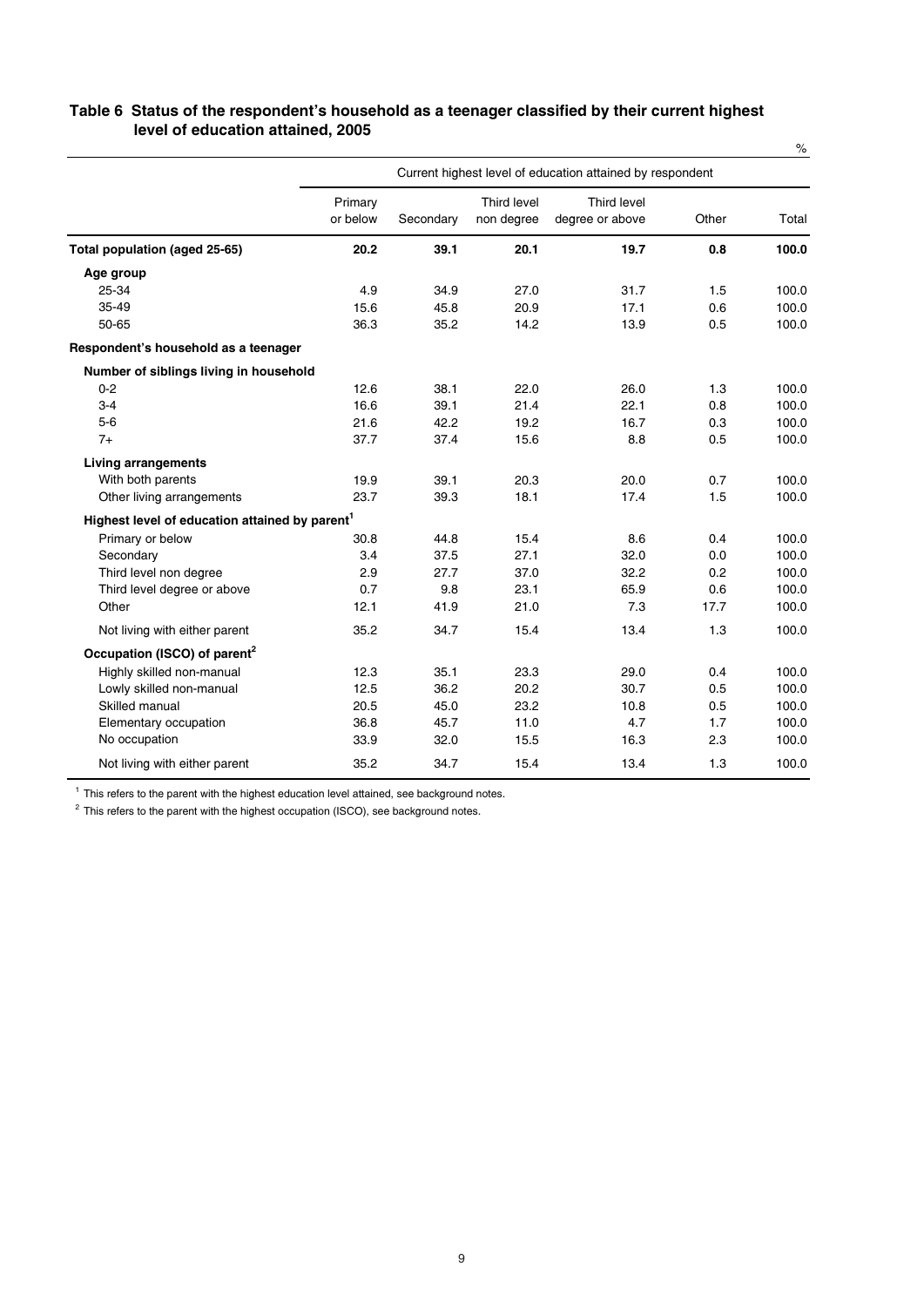### Table 6 Status of the respondent's household as a teenager classified by their current highest level of education attained, 2005

%

| | Current highest level of education attained by respondent | | | | | |
|---|---|---|---|---|---|---|
| | Primary or below | Secondary | Third level non degree | Third level degree or above | Other | Total |
| **Total population (aged 25-65)** | **20.2** | **39.1** | **20.1** | **19.7** | **0.8** | **100.0** |
| **Age group** | | | | | | |
| 25-34 | 4.9 | 34.9 | 27.0 | 31.7 | 1.5 | 100.0 |
| 35-49 | 15.6 | 45.8 | 20.9 | 17.1 | 0.6 | 100.0 |
| 50-65 | 36.3 | 35.2 | 14.2 | 13.9 | 0.5 | 100.0 |
| **Respondent's household as a teenager** | | | | | | |
| **Number of siblings living in household** | | | | | | |
| 0-2 | 12.6 | 38.1 | 22.0 | 26.0 | 1.3 | 100.0 |
| 3-4 | 16.6 | 39.1 | 21.4 | 22.1 | 0.8 | 100.0 |
| 5-6 | 21.6 | 42.2 | 19.2 | 16.7 | 0.3 | 100.0 |
| 7+ | 37.7 | 37.4 | 15.6 | 8.8 | 0.5 | 100.0 |
| **Living arrangements** | | | | | | |
| With both parents | 19.9 | 39.1 | 20.3 | 20.0 | 0.7 | 100.0 |
| Other living arrangements | 23.7 | 39.3 | 18.1 | 17.4 | 1.5 | 100.0 |
| **Highest level of education attained by parent[1]** | | | | | | |
| Primary or below | 30.8 | 44.8 | 15.4 | 8.6 | 0.4 | 100.0 |
| Secondary | 3.4 | 37.5 | 27.1 | 32.0 | 0.0 | 100.0 |
| Third level non degree | 2.9 | 27.7 | 37.0 | 32.2 | 0.2 | 100.0 |
| Third level degree or above | 0.7 | 9.8 | 23.1 | 65.9 | 0.6 | 100.0 |
| Other | 12.1 | 41.9 | 21.0 | 7.3 | 17.7 | 100.0 |
| Not living with either parent | 35.2 | 34.7 | 15.4 | 13.4 | 1.3 | 100.0 |
| **Occupation (ISCO) of parent[2]** | | | | | | |
| Highly skilled non-manual | 12.3 | 35.1 | 23.3 | 29.0 | 0.4 | 100.0 |
| Lowly skilled non-manual | 12.5 | 36.2 | 20.2 | 30.7 | 0.5 | 100.0 |
| Skilled manual | 20.5 | 45.0 | 23.2 | 10.8 | 0.5 | 100.0 |
| Elementary occupation | 36.8 | 45.7 | 11.0 | 4.7 | 1.7 | 100.0 |
| No occupation | 33.9 | 32.0 | 15.5 | 16.3 | 2.3 | 100.0 |
| Not living with either parent | 35.2 | 34.7 | 15.4 | 13.4 | 1.3 | 100.0 |

[1] This refers to the parent with the highest education level attained, see background notes.

[2] This refers to the parent with the highest occupation (ISCO), see background notes.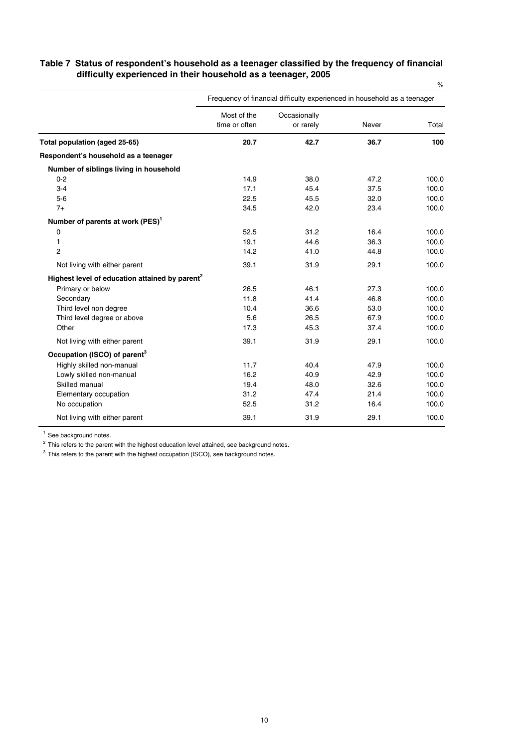## Table 7 Status of respondent's household as a teenager classified by the frequency of financial difficulty experienced in their household as a teenager, 2005

%

| | Frequency of financial difficulty experienced in household as a teenager | | | |
|---|---|---|---|---|
| | Most of the time or often | Occasionally or rarely | Never | Total |
| **Total population (aged 25-65)** | **20.7** | **42.7** | **36.7** | **100** |
| **Respondent's household as a teenager** | | | | |
| **Number of siblings living in household** | | | | |
| 0-2 | 14.9 | 38.0 | 47.2 | 100.0 |
| 3-4 | 17.1 | 45.4 | 37.5 | 100.0 |
| 5-6 | 22.5 | 45.5 | 32.0 | 100.0 |
| 7+ | 34.5 | 42.0 | 23.4 | 100.0 |
| **Number of parents at work (PES)[1]** | | | | |
| 0 | 52.5 | 31.2 | 16.4 | 100.0 |
| 1 | 19.1 | 44.6 | 36.3 | 100.0 |
| 2 | 14.2 | 41.0 | 44.8 | 100.0 |
| Not living with either parent | 39.1 | 31.9 | 29.1 | 100.0 |
| **Highest level of education attained by parent[2]** | | | | |
| Primary or below | 26.5 | 46.1 | 27.3 | 100.0 |
| Secondary | 11.8 | 41.4 | 46.8 | 100.0 |
| Third level non degree | 10.4 | 36.6 | 53.0 | 100.0 |
| Third level degree or above | 5.6 | 26.5 | 67.9 | 100.0 |
| Other | 17.3 | 45.3 | 37.4 | 100.0 |
| Not living with either parent | 39.1 | 31.9 | 29.1 | 100.0 |
| **Occupation (ISCO) of parent[3]** | | | | |
| Highly skilled non-manual | 11.7 | 40.4 | 47.9 | 100.0 |
| Lowly skilled non-manual | 16.2 | 40.9 | 42.9 | 100.0 |
| Skilled manual | 19.4 | 48.0 | 32.6 | 100.0 |
| Elementary occupation | 31.2 | 47.4 | 21.4 | 100.0 |
| No occupation | 52.5 | 31.2 | 16.4 | 100.0 |
| Not living with either parent | 39.1 | 31.9 | 29.1 | 100.0 |

[1] See background notes.

[2] This refers to the parent with the highest education level attained, see background notes.

[3] This refers to the parent with the highest occupation (ISCO), see background notes.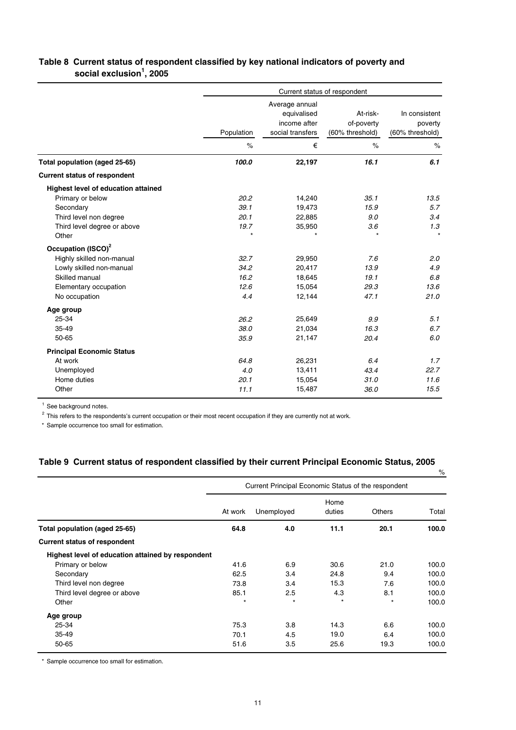### Table 8 Current status of respondent classified by key national indicators of poverty and social exclusion[1], 2005

| | Current status of respondent | | | |
|---|---|---|---|---|
| | Population | Average annual equivalised income after social transfers | At-risk-of-poverty (60% threshold) | In consistent poverty (60% threshold) |
| | % | € | % | % |
| **Total population (aged 25-65)** | ***100.0*** | **22,197** | ***16.1*** | ***6.1*** |
| **Current status of respondent** | | | | |
| **Highest level of education attained** | | | | |
| Primary or below | *20.2* | 14,240 | *35.1* | *13.5* |
| Secondary | *39.1* | 19,473 | *15.9* | *5.7* |
| Third level non degree | *20.1* | 22,885 | *9.0* | *3.4* |
| Third level degree or above | *19.7* | 35,950 | *3.6* | *1.3* |
| Other | * | * | * | * |
| **Occupation (ISCO)[2]** | | | | |
| Highly skilled non-manual | *32.7* | 29,950 | *7.6* | *2.0* |
| Lowly skilled non-manual | *34.2* | 20,417 | *13.9* | *4.9* |
| Skilled manual | *16.2* | 18,645 | *19.1* | *6.8* |
| Elementary occupation | *12.6* | 15,054 | *29.3* | *13.6* |
| No occupation | *4.4* | 12,144 | *47.1* | *21.0* |
| **Age group** | | | | |
| 25-34 | *26.2* | 25,649 | *9.9* | *5.1* |
| 35-49 | *38.0* | 21,034 | *16.3* | *6.7* |
| 50-65 | *35.9* | 21,147 | *20.4* | *6.0* |
| **Principal Economic Status** | | | | |
| At work | *64.8* | 26,231 | *6.4* | *1.7* |
| Unemployed | *4.0* | 13,411 | *43.4* | *22.7* |
| Home duties | *20.1* | 15,054 | *31.0* | *11.6* |
| Other | *11.1* | 15,487 | *36.0* | *15.5* |

[1] See background notes.

[2] This refers to the respondents's current occupation or their most recent occupation if they are currently not at work.

\* Sample occurrence too small for estimation.

### Table 9 Current status of respondent classified by their current Principal Economic Status, 2005

%

| | Current Principal Economic Status of the respondent | | | | |
|---|---|---|---|---|---|
| | At work | Unemployed | Home duties | Others | Total |
| **Total population (aged 25-65)** | **64.8** | **4.0** | **11.1** | **20.1** | **100.0** |
| **Current status of respondent** | | | | | |
| **Highest level of education attained by respondent** | | | | | |
| Primary or below | 41.6 | 6.9 | 30.6 | 21.0 | 100.0 |
| Secondary | 62.5 | 3.4 | 24.8 | 9.4 | 100.0 |
| Third level non degree | 73.8 | 3.4 | 15.3 | 7.6 | 100.0 |
| Third level degree or above | 85.1 | 2.5 | 4.3 | 8.1 | 100.0 |
| Other | * | * | * | * | 100.0 |
| **Age group** | | | | | |
| 25-34 | 75.3 | 3.8 | 14.3 | 6.6 | 100.0 |
| 35-49 | 70.1 | 4.5 | 19.0 | 6.4 | 100.0 |
| 50-65 | 51.6 | 3.5 | 25.6 | 19.3 | 100.0 |

\* Sample occurrence too small for estimation.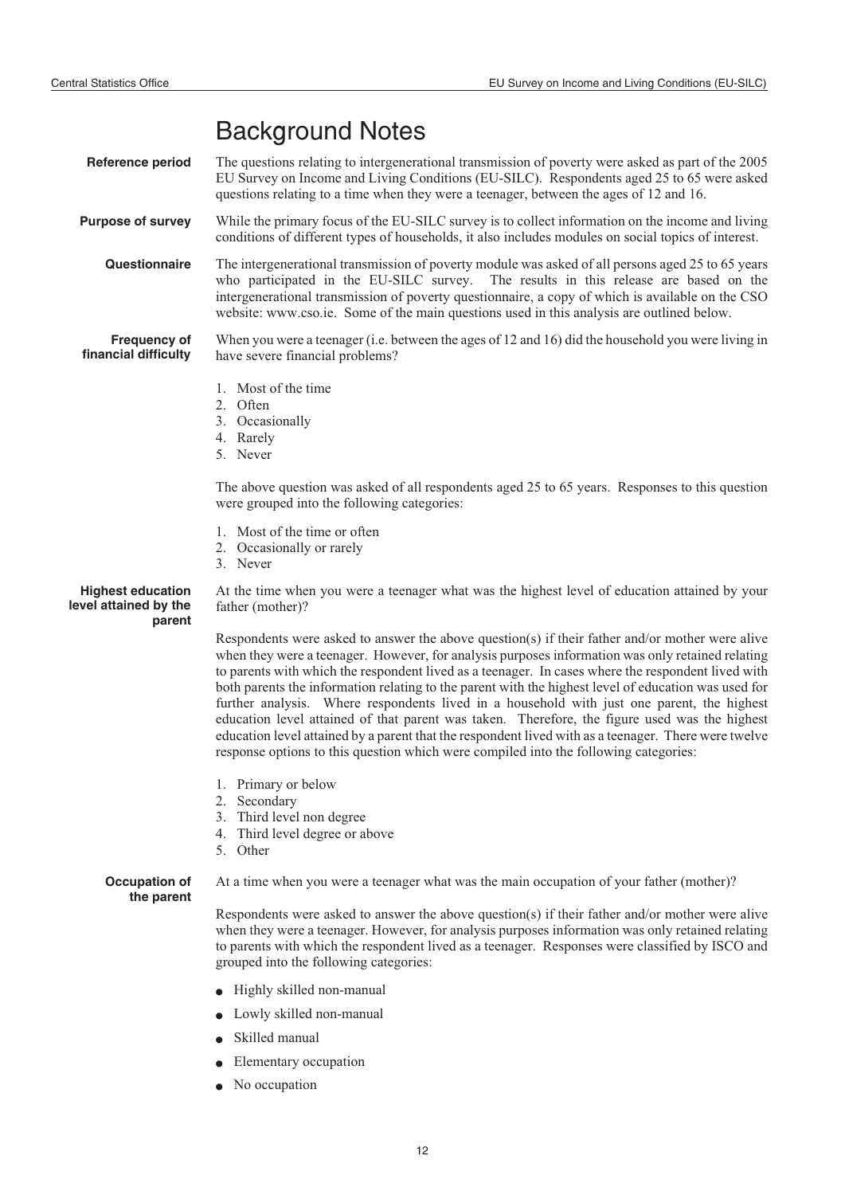# Background Notes

**Reference period**

The questions relating to intergenerational transmission of poverty were asked as part of the 2005 EU Survey on Income and Living Conditions (EU-SILC). Respondents aged 25 to 65 were asked questions relating to a time when they were a teenager, between the ages of 12 and 16.

**Purpose of survey**

While the primary focus of the EU-SILC survey is to collect information on the income and living conditions of different types of households, it also includes modules on social topics of interest.

**Questionnaire**

The intergenerational transmission of poverty module was asked of all persons aged 25 to 65 years who participated in the EU-SILC survey. The results in this release are based on the intergenerational transmission of poverty questionnaire, a copy of which is available on the CSO website: www.cso.ie. Some of the main questions used in this analysis are outlined below.

**Frequency of financial difficulty**

When you were a teenager (i.e. between the ages of 12 and 16) did the household you were living in have severe financial problems?

1. Most of the time
2. Often
3. Occasionally
4. Rarely
5. Never

The above question was asked of all respondents aged 25 to 65 years. Responses to this question were grouped into the following categories:

1. Most of the time or often
2. Occasionally or rarely
3. Never

**Highest education level attained by the parent**

At the time when you were a teenager what was the highest level of education attained by your father (mother)?

Respondents were asked to answer the above question(s) if their father and/or mother were alive when they were a teenager. However, for analysis purposes information was only retained relating to parents with which the respondent lived as a teenager. In cases where the respondent lived with both parents the information relating to the parent with the highest level of education was used for further analysis. Where respondents lived in a household with just one parent, the highest education level attained of that parent was taken. Therefore, the figure used was the highest education level attained by a parent that the respondent lived with as a teenager. There were twelve response options to this question which were compiled into the following categories:

1. Primary or below
2. Secondary
3. Third level non degree
4. Third level degree or above
5. Other

**Occupation of the parent**

At a time when you were a teenager what was the main occupation of your father (mother)?

Respondents were asked to answer the above question(s) if their father and/or mother were alive when they were a teenager. However, for analysis purposes information was only retained relating to parents with which the respondent lived as a teenager. Responses were classified by ISCO and grouped into the following categories:

- Highly skilled non-manual
- Lowly skilled non-manual
- Skilled manual
- Elementary occupation
- No occupation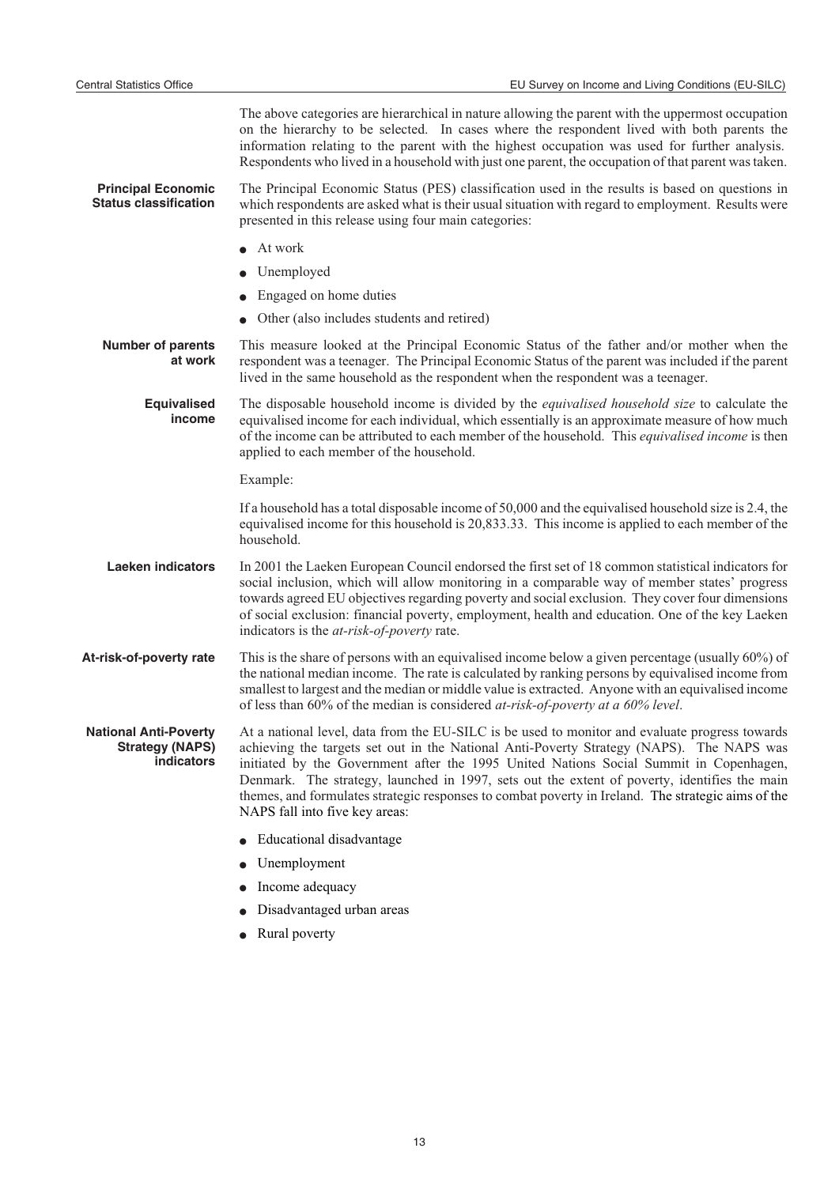The above categories are hierarchical in nature allowing the parent with the uppermost occupation on the hierarchy to be selected. In cases where the respondent lived with both parents the information relating to the parent with the highest occupation was used for further analysis. Respondents who lived in a household with just one parent, the occupation of that parent was taken.

**Principal Economic Status classification**

The Principal Economic Status (PES) classification used in the results is based on questions in which respondents are asked what is their usual situation with regard to employment. Results were presented in this release using four main categories:

- At work
- Unemployed
- Engaged on home duties
- Other (also includes students and retired)

**Number of parents at work**

This measure looked at the Principal Economic Status of the father and/or mother when the respondent was a teenager. The Principal Economic Status of the parent was included if the parent lived in the same household as the respondent when the respondent was a teenager.

**Equivalised income**

The disposable household income is divided by the *equivalised household size* to calculate the equivalised income for each individual, which essentially is an approximate measure of how much of the income can be attributed to each member of the household. This *equivalised income* is then applied to each member of the household.

Example:

If a household has a total disposable income of 50,000 and the equivalised household size is 2.4, the equivalised income for this household is 20,833.33. This income is applied to each member of the household.

**Laeken indicators**

In 2001 the Laeken European Council endorsed the first set of 18 common statistical indicators for social inclusion, which will allow monitoring in a comparable way of member states' progress towards agreed EU objectives regarding poverty and social exclusion. They cover four dimensions of social exclusion: financial poverty, employment, health and education. One of the key Laeken indicators is the *at-risk-of-poverty* rate.

**At-risk-of-poverty rate**

This is the share of persons with an equivalised income below a given percentage (usually 60%) of the national median income. The rate is calculated by ranking persons by equivalised income from smallest to largest and the median or middle value is extracted. Anyone with an equivalised income of less than 60% of the median is considered *at-risk-of-poverty at a 60% level*.

**National Anti-Poverty Strategy (NAPS) indicators**

At a national level, data from the EU-SILC is be used to monitor and evaluate progress towards achieving the targets set out in the National Anti-Poverty Strategy (NAPS). The NAPS was initiated by the Government after the 1995 United Nations Social Summit in Copenhagen, Denmark. The strategy, launched in 1997, sets out the extent of poverty, identifies the main themes, and formulates strategic responses to combat poverty in Ireland. The strategic aims of the NAPS fall into five key areas:

- Educational disadvantage
- Unemployment
- Income adequacy
- Disadvantaged urban areas
- Rural poverty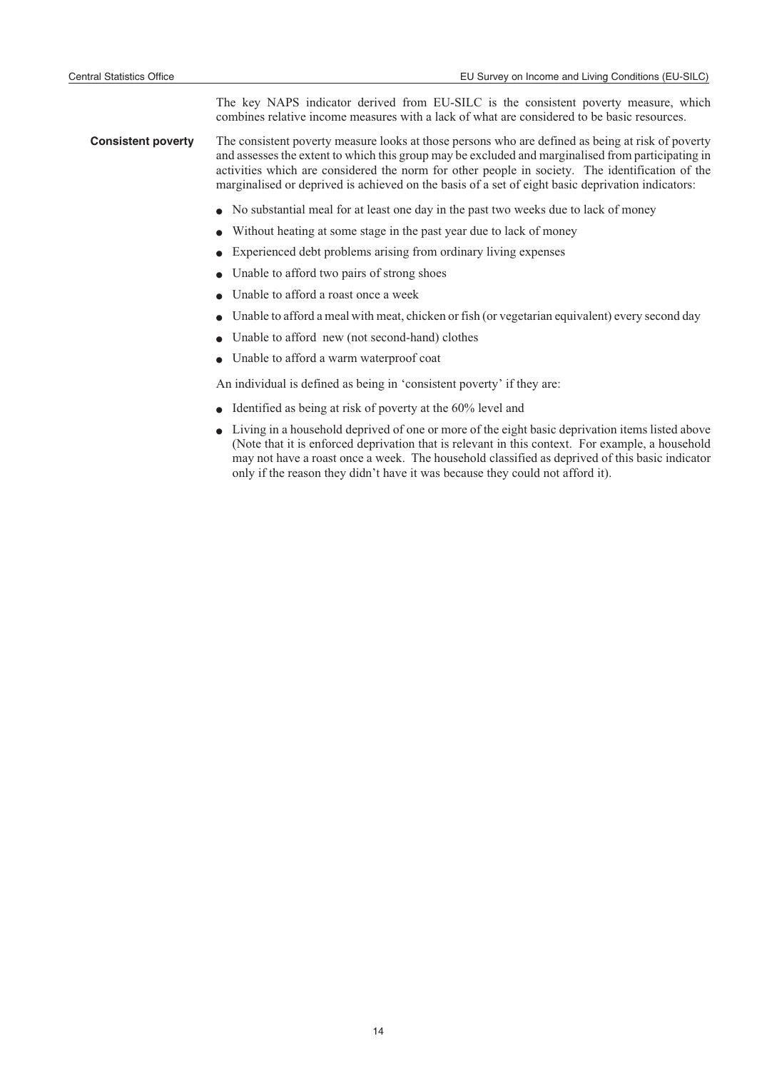The key NAPS indicator derived from EU-SILC is the consistent poverty measure, which combines relative income measures with a lack of what are considered to be basic resources.

**Consistent poverty**

The consistent poverty measure looks at those persons who are defined as being at risk of poverty and assesses the extent to which this group may be excluded and marginalised from participating in activities which are considered the norm for other people in society. The identification of the marginalised or deprived is achieved on the basis of a set of eight basic deprivation indicators:

- No substantial meal for at least one day in the past two weeks due to lack of money
- Without heating at some stage in the past year due to lack of money
- Experienced debt problems arising from ordinary living expenses
- Unable to afford two pairs of strong shoes
- Unable to afford a roast once a week
- Unable to afford a meal with meat, chicken or fish (or vegetarian equivalent) every second day
- Unable to afford new (not second-hand) clothes
- Unable to afford a warm waterproof coat

An individual is defined as being in 'consistent poverty' if they are:

- Identified as being at risk of poverty at the 60% level and
- Living in a household deprived of one or more of the eight basic deprivation items listed above (Note that it is enforced deprivation that is relevant in this context. For example, a household may not have a roast once a week. The household classified as deprived of this basic indicator only if the reason they didn't have it was because they could not afford it).